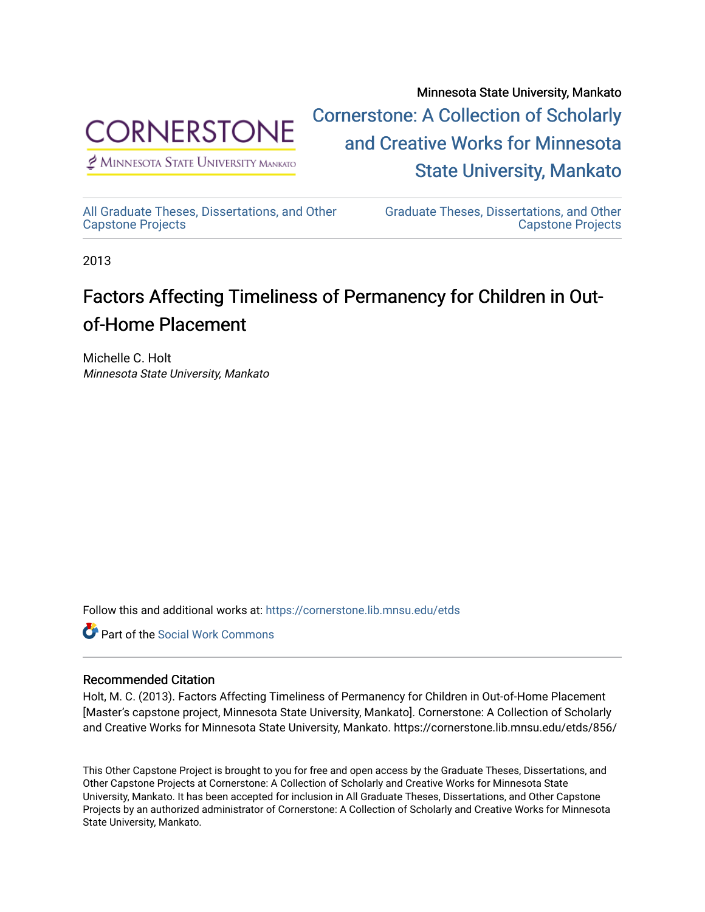Minnesota State University, Mankato

[Cornerstone: A Collection of Scholarly and Creative Works for Minnesota State University, Mankato]

All Graduate Theses, Dissertations, and Other Capstone Projects

Graduate Theses, Dissertations, and Other Capstone Projects

2013

# Factors Affecting Timeliness of Permanency for Children in Out-of-Home Placement

Michelle C. Holt
*Minnesota State University, Mankato*

Follow this and additional works at: https://cornerstone.lib.mnsu.edu/etds

Part of the Social Work Commons

## Recommended Citation

Holt, M. C. (2013). Factors Affecting Timeliness of Permanency for Children in Out-of-Home Placement [Master's capstone project, Minnesota State University, Mankato]. Cornerstone: A Collection of Scholarly and Creative Works for Minnesota State University, Mankato. https://cornerstone.lib.mnsu.edu/etds/856/

This Other Capstone Project is brought to you for free and open access by the Graduate Theses, Dissertations, and Other Capstone Projects at Cornerstone: A Collection of Scholarly and Creative Works for Minnesota State University, Mankato. It has been accepted for inclusion in All Graduate Theses, Dissertations, and Other Capstone Projects by an authorized administrator of Cornerstone: A Collection of Scholarly and Creative Works for Minnesota State University, Mankato.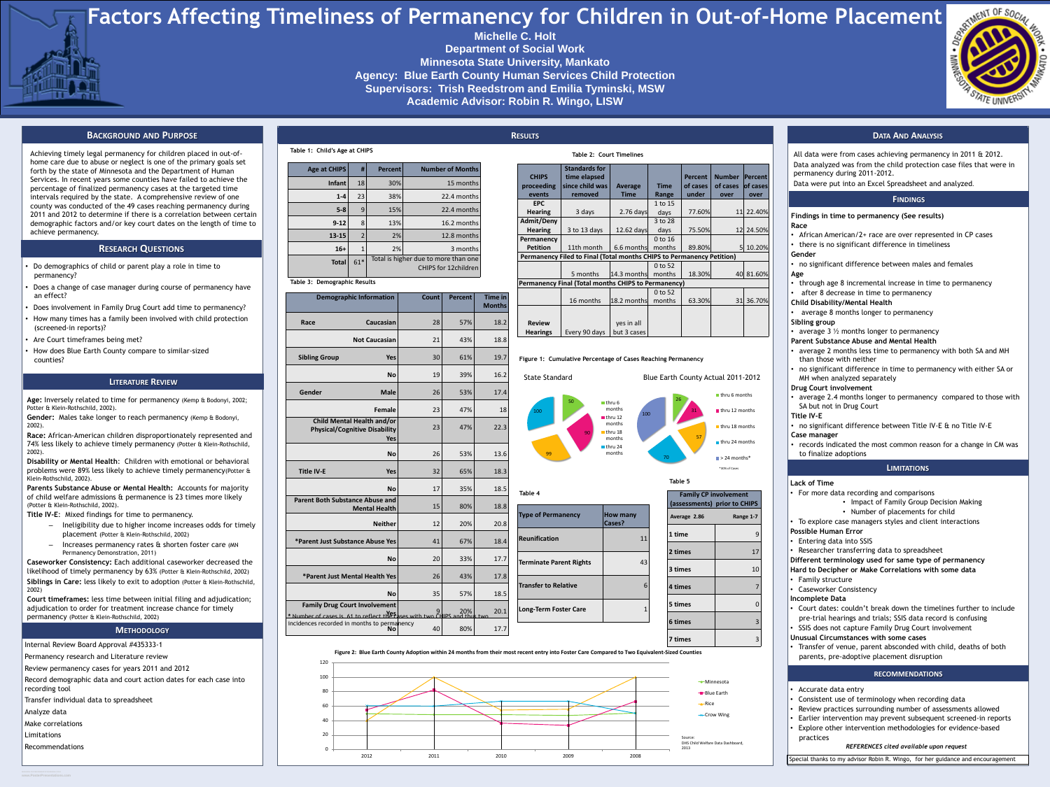# Factors Affecting Timeliness of Permanency for Children in Out-of-Home Placement

**Michelle C. Holt**
**Department of Social Work**
**Minnesota State University, Mankato**
**Agency: Blue Earth County Human Services Child Protection**
**Supervisors: Trish Reedstrom and Emilia Tyminski, MSW**
**Academic Advisor: Robin R. Wingo, LISW**

## Background and Purpose

Achieving timely legal permanency for children placed in out-of-home care due to abuse or neglect is one of the primary goals set forth by the state of Minnesota and the Department of Human Services. In recent years some counties have failed to achieve the percentage of finalized permanency cases at the targeted time intervals required by the state. A comprehensive review of one county was conducted of the 49 cases reaching permanency during 2011 and 2012 to determine if there is a correlation between certain demographic factors and/or key court dates on the length of time to achieve permanency.

## Research Questions

- Do demographics of child or parent play a role in time to permanency?
- Does a change of case manager during course of permanency have an effect?
- Does involvement in Family Drug Court add time to permanency?
- How many times has a family been involved with child protection (screened-in reports)?
- Are Court timeframes being met?
- How does Blue Earth County compare to similar-sized counties?

## Literature Review

**Age:** Inversely related to time for permanency (Kemp & Bodonyi, 2002; Potter & Klein-Rothschild, 2002).

**Gender:** Males take longer to reach permanency (Kemp & Bodonyi, 2002).

**Race:** African-American children disproportionately represented and 74% less likely to achieve timely permanency (Potter & Klein-Rothschild, 2002).

**Disability or Mental Health:** Children with emotional or behavioral problems were 89% less likely to achieve timely permanency(Potter & Klein-Rothschild, 2002).

**Parents Substance Abuse or Mental Health:** Accounts for majority of child welfare admissions & permanence is 23 times more likely (Potter & Klein-Rothschild, 2002).

**Title IV-E:** Mixed findings for time to permanency.

- Ineligibility due to higher income increases odds for timely placement (Potter & Klein-Rothschild, 2002)
- Increases permanency rates & shorten foster care (MN Permanency Demonstration, 2011)

**Caseworker Consistency:** Each additional caseworker decreased the likelihood of timely permanency by 63% (Potter & Klein-Rothschild, 2002)

**Siblings in Care:** less likely to exit to adoption (Potter & Klein-Rothschild, 2002)

**Court timeframes:** less time between initial filing and adjudication; adjudication to order for treatment increase chance for timely permanency (Potter & Klein-Rothschild, 2002)

## Methodology

Internal Review Board Approval #435333-1

Permanency research and Literature review

Review permanency cases for years 2011 and 2012

Record demographic data and court action dates for each case into recording tool

Transfer individual data to spreadsheet

Analyze data

Make correlations

Limitations

Recommendations

## Results

**Table 1: Child's Age at CHIPS**

| Age at CHIPS | # | Percent | Number of Months |
|---|---|---|---|
| Infant | 18 | 30% | 15 months |
| 1-4 | 23 | 38% | 22.4 months |
| 5-8 | 9 | 15% | 22.4 months |
| 9-12 | 8 | 13% | 16.2 months |
| 13-15 | 2 | 2% | 12.8 months |
| 16+ | 1 | 2% | 3 months |
| Total | 61* | Total is higher due to more than one CHIPS for 12children | |

**Table 2: Court Timelines**

| CHIPS proceeding events | Standards for time elapsed since child was removed | Average Time | Time Range | Percent of cases under | Number of cases over | Percent of cases over |
|---|---|---|---|---|---|---|
| EPC Hearing | 3 days | 2.76 days | 1 to 15 days | 77.60% | 11 | 22.40% |
| Admit/Deny Hearing | 3 to 13 days | 12.62 days | 3 to 28 days | 75.50% | 12 | 24.50% |
| Permanency Petition | 11th month | 6.6 months | 0 to 16 months | 89.80% | 5 | 10.20% |
| Permanency Filed to Final (Total months CHIPS to Permanency Petition) | | | | | | |
| | 5 months | 14.3 months | 0 to 52 months | 18.30% | 40 | 81.60% |
| Permanency Final (Total months CHIPS to Permanency) | | | | | | |
| | 16 months | 18.2 months | 0 to 52 months | 63.30% | 31 | 36.70% |
| Review Hearings | Every 90 days | yes in all but 3 cases | | | | |

**Table 3: Demographic Results**

| Demographic Information | | Count | Percent | Time in Months |
|---|---|---|---|---|
| Race | Caucasian | 28 | 57% | 18.2 |
| | Not Caucasian | 21 | 43% | 18.8 |
| Sibling Group | Yes | 30 | 61% | 19.7 |
| | No | 19 | 39% | 16.2 |
| Gender | Male | 26 | 53% | 17.4 |
| | Female | 23 | 47% | 18 |
| Child Mental Health and/or Physical/Cognitive Disability | Yes | 23 | 47% | 22.3 |
| | No | 26 | 53% | 13.6 |
| Title IV-E | Yes | 32 | 65% | 18.3 |
| | No | 17 | 35% | 18.5 |
| Parent Both Substance Abuse and Mental Health | | 15 | 80% | 18.8 |
| | Neither | 12 | 20% | 20.8 |
| *Parent Just Substance Abuse | Yes | 41 | 67% | 18.4 |
| | No | 20 | 33% | 17.7 |
| *Parent Just Mental Health | Yes | 26 | 43% | 17.8 |
| | No | 35 | 57% | 18.5 |
| Family Drug Court Involvement | Yes | 9 | 20% | 20.1 |
| | No | 40 | 80% | 17.7 |

* Number of cases is 61 to reflect the cases with two CHIPS and thus two incidences recorded in months to permanency

**Figure 1: Cumulative Percentage of Cases Reaching Permanency**

State Standard

50, 90, 99, 100

thru 6 months
thru 12 months
thru 18 months
thru 24 months

Blue Earth County Actual 2011-2012

26, 31, 57, 70, 100

thru 6 months
thru 12 months
thru 18 months
thru 24 months
> 24 months*

*30% of Cases

**Table 4**

| Type of Permanency | How many Cases? |
|---|---|
| Reunification | 11 |
| Terminate Parent Rights | 43 |
| Transfer to Relative | 6 |
| Long-Term Foster Care | 1 |

**Table 5**

| Family CP involvement (assessments) prior to CHIPS | |
|---|---|
| Average 2.86 | Range 1-7 |
| 1 time | 9 |
| 2 times | 17 |
| 3 times | 10 |
| 4 times | 7 |
| 5 times | 0 |
| 6 times | 3 |
| 7 times | 3 |

**Figure 2: Blue Earth County Adoption within 24 months from their most recent entry into Foster Care Compared to Two Equivalent-Sized Counties**

120, 100, 80, 60, 40, 20, 0

2012, 2011, 2010, 2009, 2008

Minnesota
Blue Earth
Rice
Crow Wing

Source: DHS Child Welfare Data Dashboard, 2013

## Data and Analysis

All data were from cases achieving permanency in 2011 & 2012.

Data analyzed was from the child protection case files that were in permanency during 2011-2012.

Data were put into an Excel Spreadsheet and analyzed.

## Findings

**Findings in time to permanency (See results)**

**Race**

- African American/2+ race are over represented in CP cases
- there is no significant difference in timeliness

**Gender**

- no significant difference between males and females

**Age**

- through age 8 incremental increase in time to permanency
- after 8 decrease in time to permanency

**Child Disability/Mental Health**

- average 8 months longer to permanency

**Sibling group**

- average 3 ½ months longer to permanency

**Parent Substance Abuse and Mental Health**

- average 2 months less time to permanency with both SA and MH than those with neither
- no significant difference in time to permanency with either SA or MH when analyzed separately

**Drug Court involvement**

- average 2.4 months longer to permanency compared to those with SA but not in Drug Court

**Title IV-E**

- no significant difference between Title IV-E & no Title IV-E

**Case manager**

- records indicated the most common reason for a change in CM was to finalize adoptions

## Limitations

**Lack of Time**

- For more data recording and comparisons
  - Impact of Family Group Decision Making
  - Number of placements for child
- To explore case managers styles and client interactions

**Possible Human Error**

- Entering data into SSIS
- Researcher transferring data to spreadsheet

**Different terminology used for same type of permanency**

**Hard to Decipher or Make Correlations with some data**

- Family structure
- Caseworker Consistency

**Incomplete Data**

- Court dates: couldn't break down the timelines further to include pre-trial hearings and trials; SSIS data record is confusing
- SSIS does not capture Family Drug Court involvement

**Unusual Circumstances with some cases**

- Transfer of venue, parent absconded with child, deaths of both parents, pre-adoptive placement disruption

## Recommendations

- Accurate data entry
- Consistent use of terminology when recording data
- Review practices surrounding number of assessments allowed
- Earlier intervention may prevent subsequent screened-in reports
- Explore other intervention methodologies for evidence-based practices

*REFERENCES cited available upon request*

Special thanks to my advisor Robin R. Wingo, for her guidance and encouragement